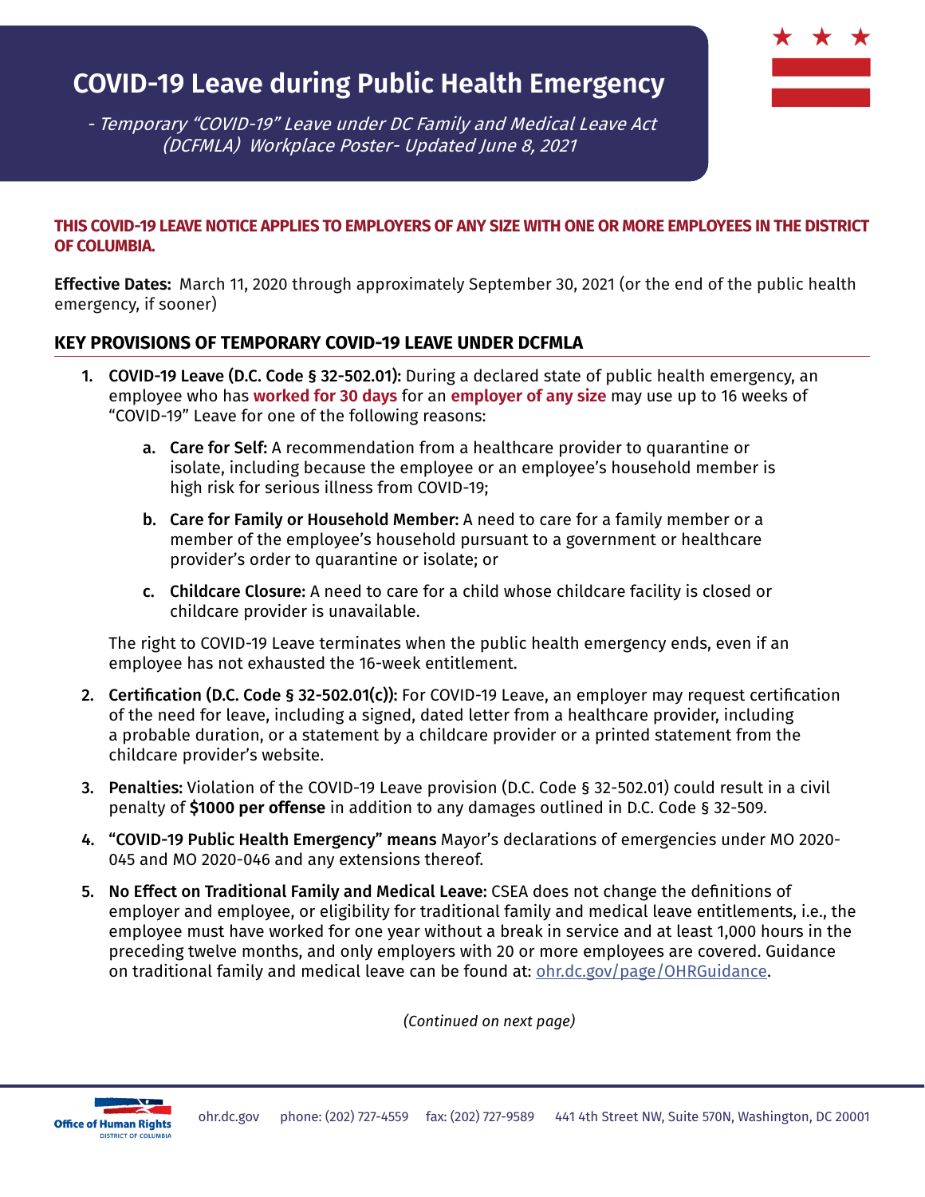# COVID-19 Leave during Public Health Emergency

*- Temporary "COVID-19" Leave under DC Family and Medical Leave Act (DCFMLA) Workplace Poster- Updated June 8, 2021*

**THIS COVID-19 LEAVE NOTICE APPLIES TO EMPLOYERS OF ANY SIZE WITH ONE OR MORE EMPLOYEES IN THE DISTRICT OF COLUMBIA.**

**Effective Dates:** March 11, 2020 through approximately September 30, 2021 (or the end of the public health emergency, if sooner)

## KEY PROVISIONS OF TEMPORARY COVID-19 LEAVE UNDER DCFMLA

1. **COVID-19 Leave (D.C. Code § 32-502.01):** During a declared state of public health emergency, an employee who has **worked for 30 days** for an **employer of any size** may use up to 16 weeks of "COVID-19" Leave for one of the following reasons:

   a. **Care for Self:** A recommendation from a healthcare provider to quarantine or isolate, including because the employee or an employee's household member is high risk for serious illness from COVID-19;

   b. **Care for Family or Household Member:** A need to care for a family member or a member of the employee's household pursuant to a government or healthcare provider's order to quarantine or isolate; or

   c. **Childcare Closure:** A need to care for a child whose childcare facility is closed or childcare provider is unavailable.

   The right to COVID-19 Leave terminates when the public health emergency ends, even if an employee has not exhausted the 16-week entitlement.

2. **Certification (D.C. Code § 32-502.01(c)):** For COVID-19 Leave, an employer may request certification of the need for leave, including a signed, dated letter from a healthcare provider, including a probable duration, or a statement by a childcare provider or a printed statement from the childcare provider's website.

3. **Penalties:** Violation of the COVID-19 Leave provision (D.C. Code § 32-502.01) could result in a civil penalty of **$1000 per offense** in addition to any damages outlined in D.C. Code § 32-509.

4. **"COVID-19 Public Health Emergency" means** Mayor's declarations of emergencies under MO 2020-045 and MO 2020-046 and any extensions thereof.

5. **No Effect on Traditional Family and Medical Leave:** CSEA does not change the definitions of employer and employee, or eligibility for traditional family and medical leave entitlements, i.e., the employee must have worked for one year without a break in service and at least 1,000 hours in the preceding twelve months, and only employers with 20 or more employees are covered. Guidance on traditional family and medical leave can be found at: ohr.dc.gov/page/OHRGuidance.

*(Continued on next page)*

Office of Human Rights, District of Columbia — ohr.dc.gov phone: (202) 727-4559 fax: (202) 727-9589 441 4th Street NW, Suite 570N, Washington, DC 20001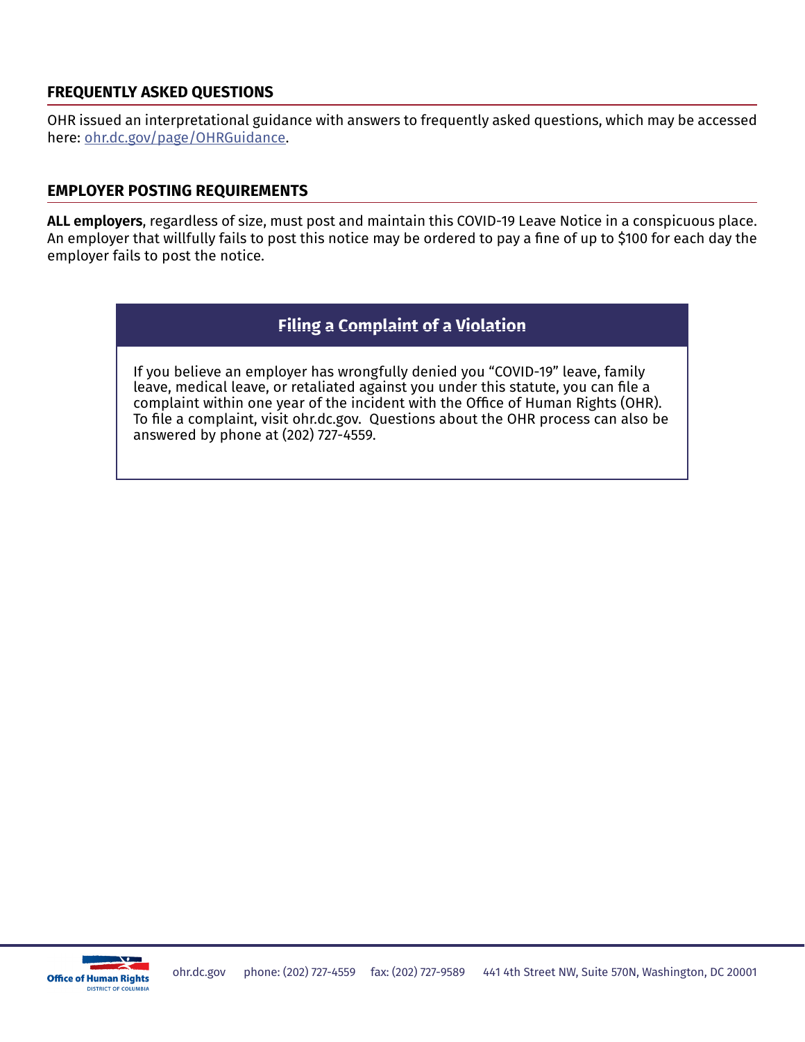## FREQUENTLY ASKED QUESTIONS

OHR issued an interpretational guidance with answers to frequently asked questions, which may be accessed here: ohr.dc.gov/page/OHRGuidance.

## EMPLOYER POSTING REQUIREMENTS

**ALL employers**, regardless of size, must post and maintain this COVID-19 Leave Notice in a conspicuous place. An employer that willfully fails to post this notice may be ordered to pay a fine of up to $100 for each day the employer fails to post the notice.

### Filing a Complaint of a Violation

If you believe an employer has wrongfully denied you "COVID-19" leave, family leave, medical leave, or retaliated against you under this statute, you can file a complaint within one year of the incident with the Office of Human Rights (OHR). To file a complaint, visit ohr.dc.gov. Questions about the OHR process can also be answered by phone at (202) 727-4559.

Office of Human Rights DISTRICT OF COLUMBIA ohr.dc.gov phone: (202) 727-4559 fax: (202) 727-9589 441 4th Street NW, Suite 570N, Washington, DC 20001